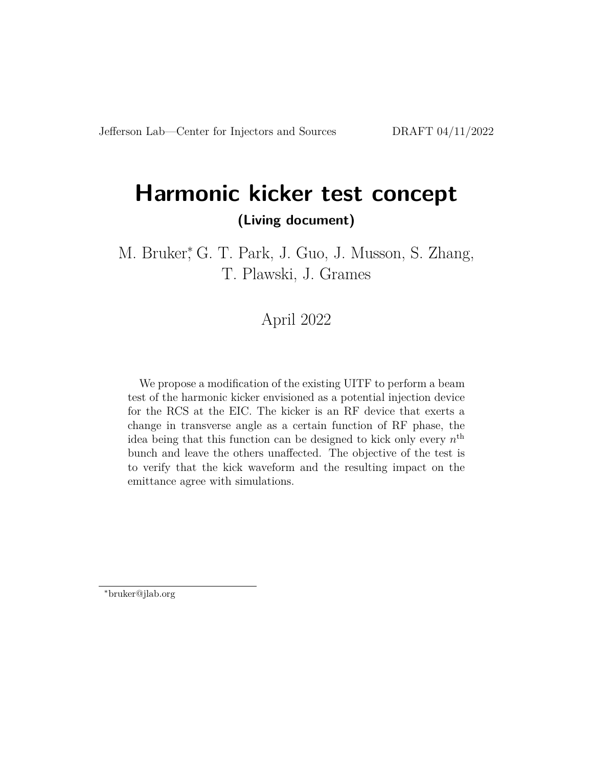Jefferson Lab—Center for Injectors and Sources DRAFT 04/11/2022

# Harmonic kicker test concept

**(Living document)**

M. Bruker[*], G. T. Park, J. Guo, J. Musson, S. Zhang, T. Plawski, J. Grames

April 2022

We propose a modification of the existing UITF to perform a beam test of the harmonic kicker envisioned as a potential injection device for the RCS at the EIC. The kicker is an RF device that exerts a change in transverse angle as a certain function of RF phase, the idea being that this function can be designed to kick only every $n^{\text{th}}$ bunch and leave the others unaffected. The objective of the test is to verify that the kick waveform and the resulting impact on the emittance agree with simulations.

[*] bruker@jlab.org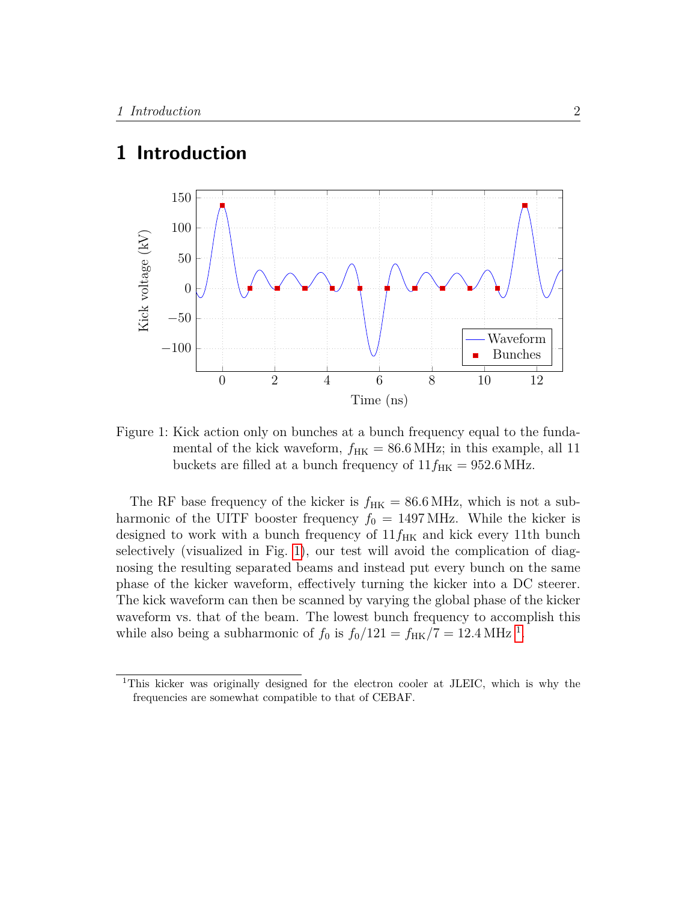# 1 Introduction

Figure 1: Kick action only on bunches at a bunch frequency equal to the fundamental of the kick waveform, $f_{\mathrm{HK}} = 86.6\,\mathrm{MHz}$; in this example, all 11 buckets are filled at a bunch frequency of $11 f_{\mathrm{HK}} = 952.6\,\mathrm{MHz}$.

The RF base frequency of the kicker is $f_{\mathrm{HK}} = 86.6\,\mathrm{MHz}$, which is not a subharmonic of the UITF booster frequency $f_0 = 1497\,\mathrm{MHz}$. While the kicker is designed to work with a bunch frequency of $11 f_{\mathrm{HK}}$ and kick every 11th bunch selectively (visualized in Fig. 1), our test will avoid the complication of diagnosing the resulting separated beams and instead put every bunch on the same phase of the kicker waveform, effectively turning the kicker into a DC steerer. The kick waveform can then be scanned by varying the global phase of the kicker waveform vs. that of the beam. The lowest bunch frequency to accomplish this while also being a subharmonic of $f_0$ is $f_0/121 = f_{\mathrm{HK}}/7 = 12.4\,\mathrm{MHz}$ [1].

[1] This kicker was originally designed for the electron cooler at JLEIC, which is why the frequencies are somewhat compatible to that of CEBAF.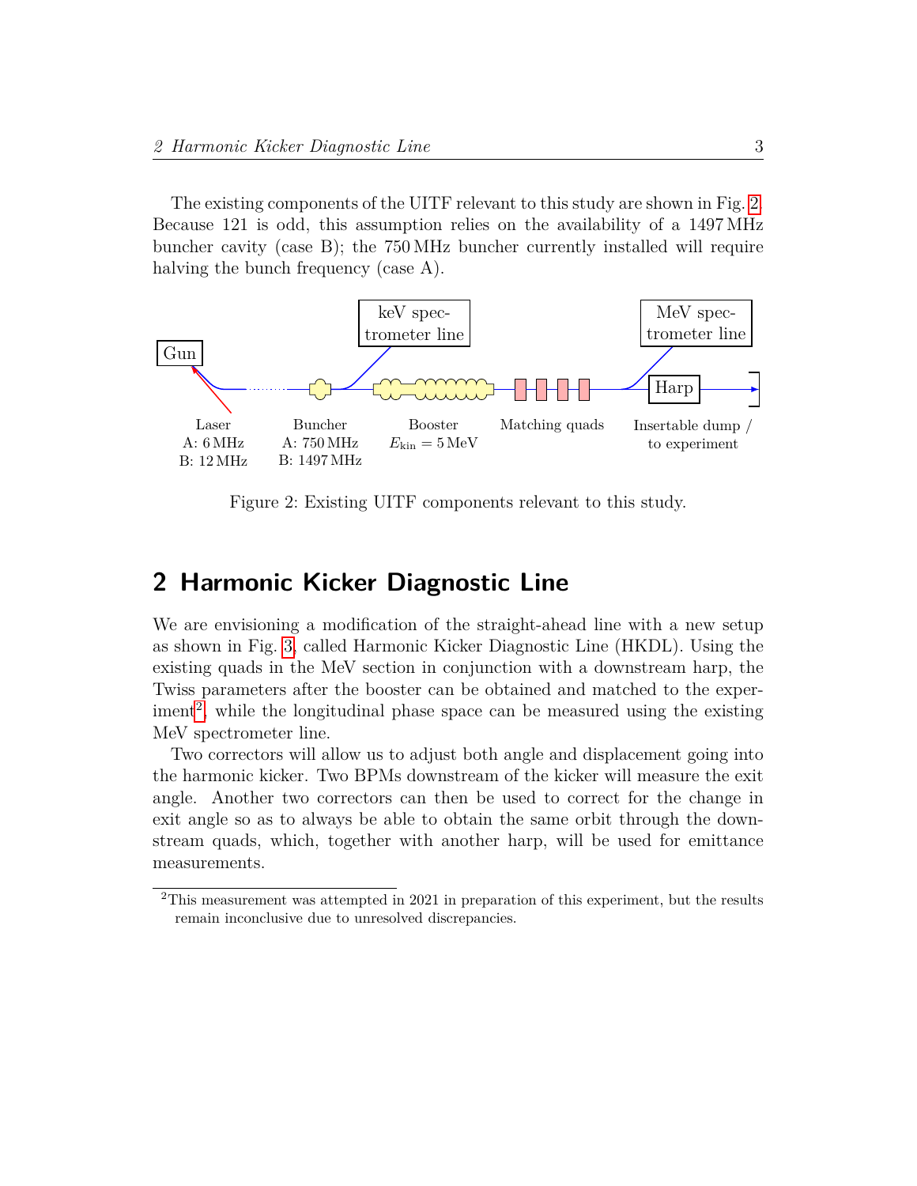The existing components of the UITF relevant to this study are shown in Fig. 2. Because 121 is odd, this assumption relies on the availability of a 1497 MHz buncher cavity (case B); the 750 MHz buncher currently installed will require halving the bunch frequency (case A).

Gun | keV spectrometer line | MeV spectrometer line | Harp

Laser A: 6 MHz B: 12 MHz | Buncher A: 750 MHz B: 1497 MHz | Booster $E_{\text{kin}} = 5\,\text{MeV}$ | Matching quads | Insertable dump / to experiment

Figure 2: Existing UITF components relevant to this study.

## 2 Harmonic Kicker Diagnostic Line

We are envisioning a modification of the straight-ahead line with a new setup as shown in Fig. 3, called Harmonic Kicker Diagnostic Line (HKDL). Using the existing quads in the MeV section in conjunction with a downstream harp, the Twiss parameters after the booster can be obtained and matched to the experiment[2], while the longitudinal phase space can be measured using the existing MeV spectrometer line.

Two correctors will allow us to adjust both angle and displacement going into the harmonic kicker. Two BPMs downstream of the kicker will measure the exit angle. Another two correctors can then be used to correct for the change in exit angle so as to always be able to obtain the same orbit through the downstream quads, which, together with another harp, will be used for emittance measurements.

[2] This measurement was attempted in 2021 in preparation of this experiment, but the results remain inconclusive due to unresolved discrepancies.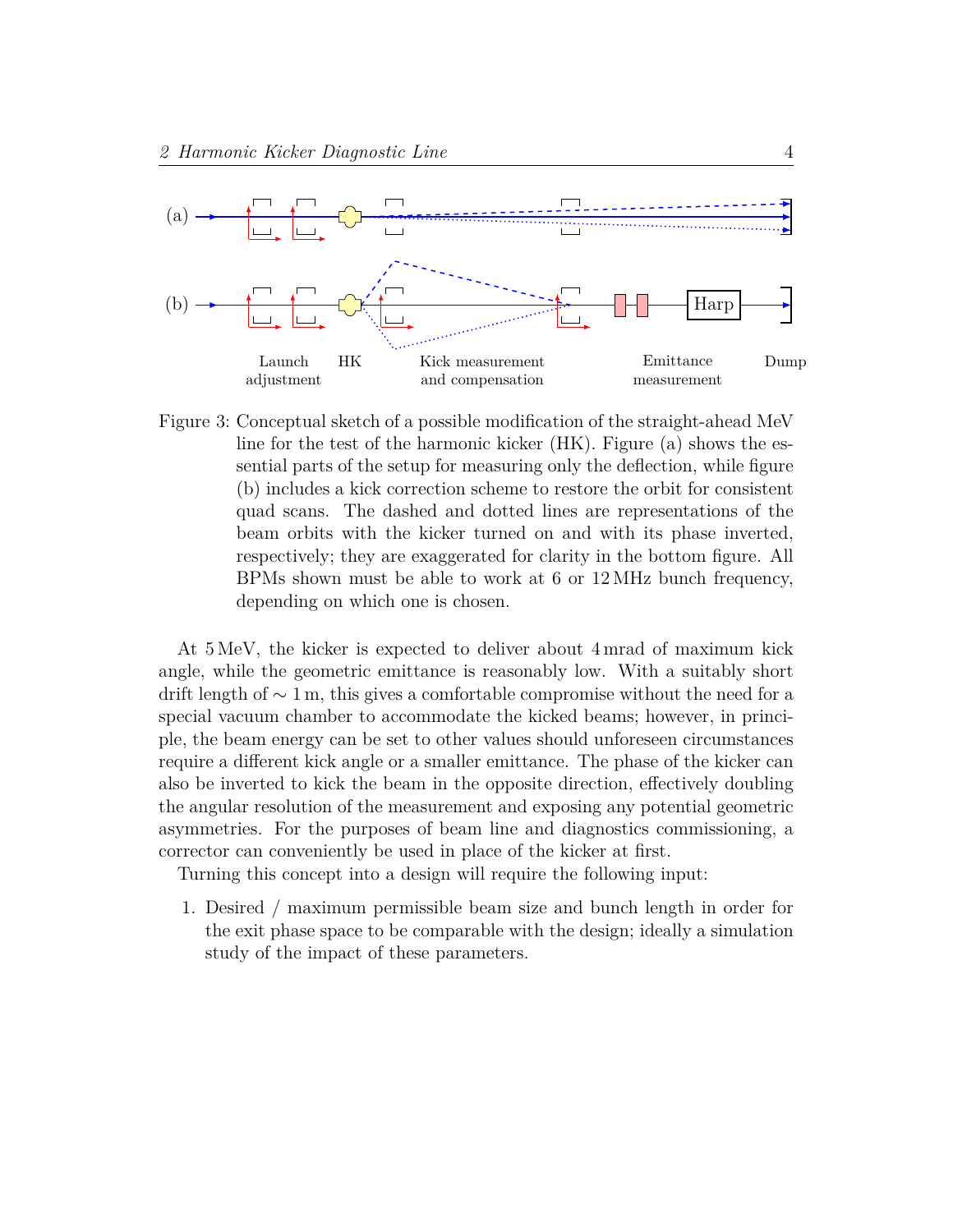(a)

(b)

Launch adjustment    HK    Kick measurement and compensation    Emittance measurement    Harp    Dump

Figure 3: Conceptual sketch of a possible modification of the straight-ahead MeV line for the test of the harmonic kicker (HK). Figure (a) shows the essential parts of the setup for measuring only the deflection, while figure (b) includes a kick correction scheme to restore the orbit for consistent quad scans. The dashed and dotted lines are representations of the beam orbits with the kicker turned on and with its phase inverted, respectively; they are exaggerated for clarity in the bottom figure. All BPMs shown must be able to work at 6 or 12 MHz bunch frequency, depending on which one is chosen.

At 5 MeV, the kicker is expected to deliver about 4 mrad of maximum kick angle, while the geometric emittance is reasonably low. With a suitably short drift length of $\sim 1$ m, this gives a comfortable compromise without the need for a special vacuum chamber to accommodate the kicked beams; however, in principle, the beam energy can be set to other values should unforeseen circumstances require a different kick angle or a smaller emittance. The phase of the kicker can also be inverted to kick the beam in the opposite direction, effectively doubling the angular resolution of the measurement and exposing any potential geometric asymmetries. For the purposes of beam line and diagnostics commissioning, a corrector can conveniently be used in place of the kicker at first.

Turning this concept into a design will require the following input:

1. Desired / maximum permissible beam size and bunch length in order for the exit phase space to be comparable with the design; ideally a simulation study of the impact of these parameters.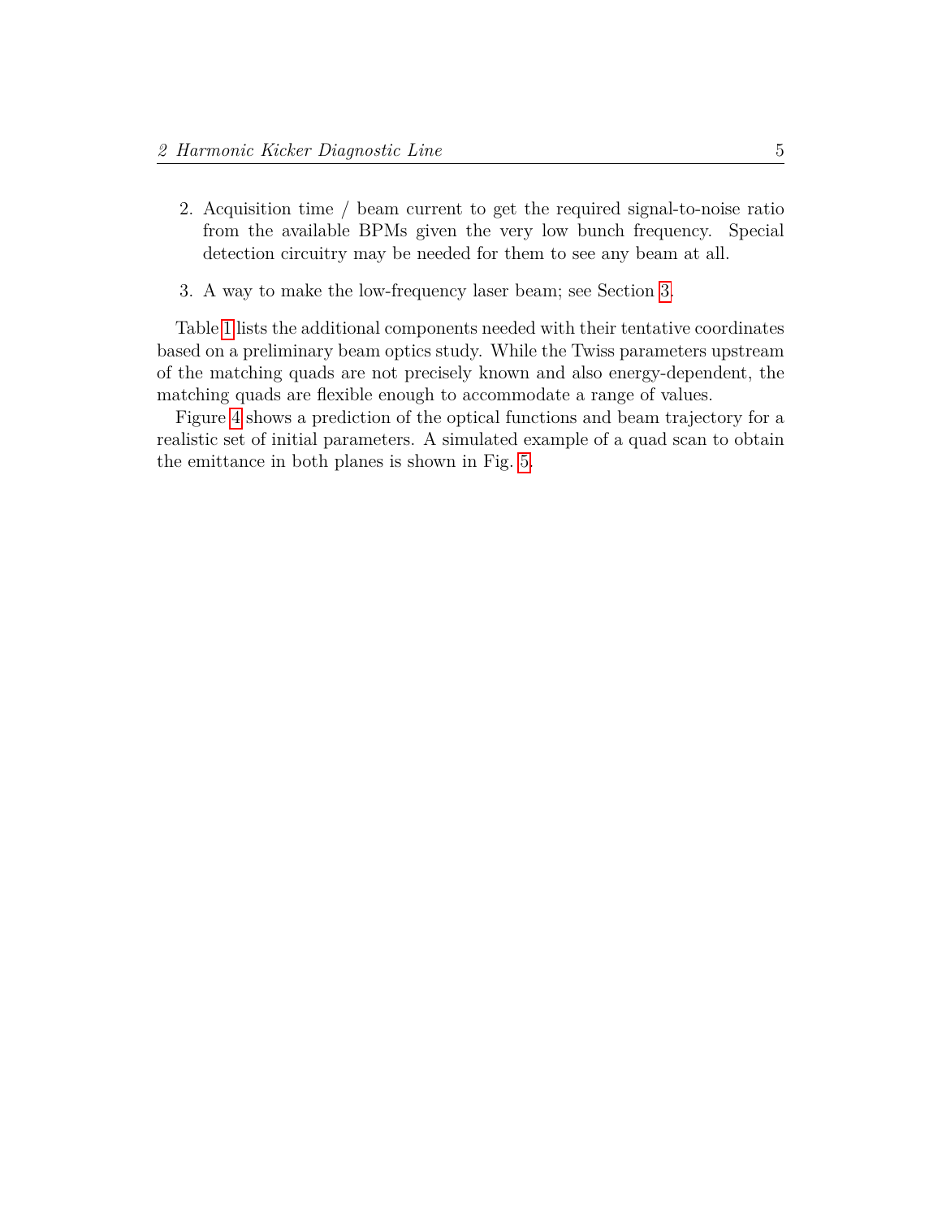2. Acquisition time / beam current to get the required signal-to-noise ratio from the available BPMs given the very low bunch frequency. Special detection circuitry may be needed for them to see any beam at all.

3. A way to make the low-frequency laser beam; see Section 3.

Table 1 lists the additional components needed with their tentative coordinates based on a preliminary beam optics study. While the Twiss parameters upstream of the matching quads are not precisely known and also energy-dependent, the matching quads are flexible enough to accommodate a range of values.

Figure 4 shows a prediction of the optical functions and beam trajectory for a realistic set of initial parameters. A simulated example of a quad scan to obtain the emittance in both planes is shown in Fig. 5.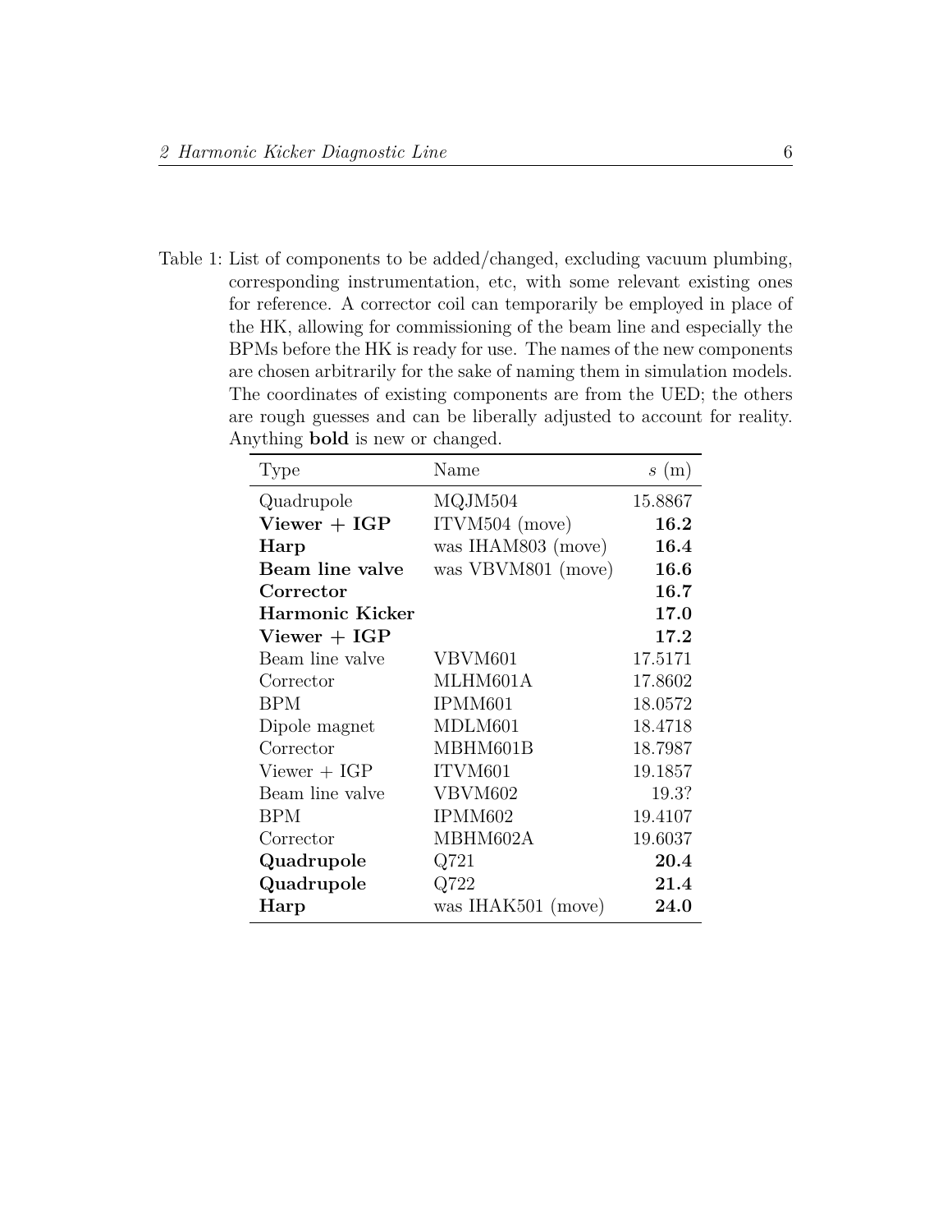Table 1: List of components to be added/changed, excluding vacuum plumbing, corresponding instrumentation, etc, with some relevant existing ones for reference. A corrector coil can temporarily be employed in place of the HK, allowing for commissioning of the beam line and especially the BPMs before the HK is ready for use. The names of the new components are chosen arbitrarily for the sake of naming them in simulation models. The coordinates of existing components are from the UED; the others are rough guesses and can be liberally adjusted to account for reality. Anything **bold** is new or changed.

| Type | Name | $s$ (m) |
|---|---|---|
| Quadrupole | MQJM504 | 15.8867 |
| **Viewer + IGP** | ITVM504 (move) | **16.2** |
| **Harp** | was IHAM803 (move) | **16.4** |
| **Beam line valve** | was VBVM801 (move) | **16.6** |
| **Corrector** | | **16.7** |
| **Harmonic Kicker** | | **17.0** |
| **Viewer + IGP** | | **17.2** |
| Beam line valve | VBVM601 | 17.5171 |
| Corrector | MLHM601A | 17.8602 |
| BPM | IPMM601 | 18.0572 |
| Dipole magnet | MDLM601 | 18.4718 |
| Corrector | MBHM601B | 18.7987 |
| Viewer + IGP | ITVM601 | 19.1857 |
| Beam line valve | VBVM602 | 19.3? |
| BPM | IPMM602 | 19.4107 |
| Corrector | MBHM602A | 19.6037 |
| **Quadrupole** | Q721 | **20.4** |
| **Quadrupole** | Q722 | **21.4** |
| **Harp** | was IHAK501 (move) | **24.0** |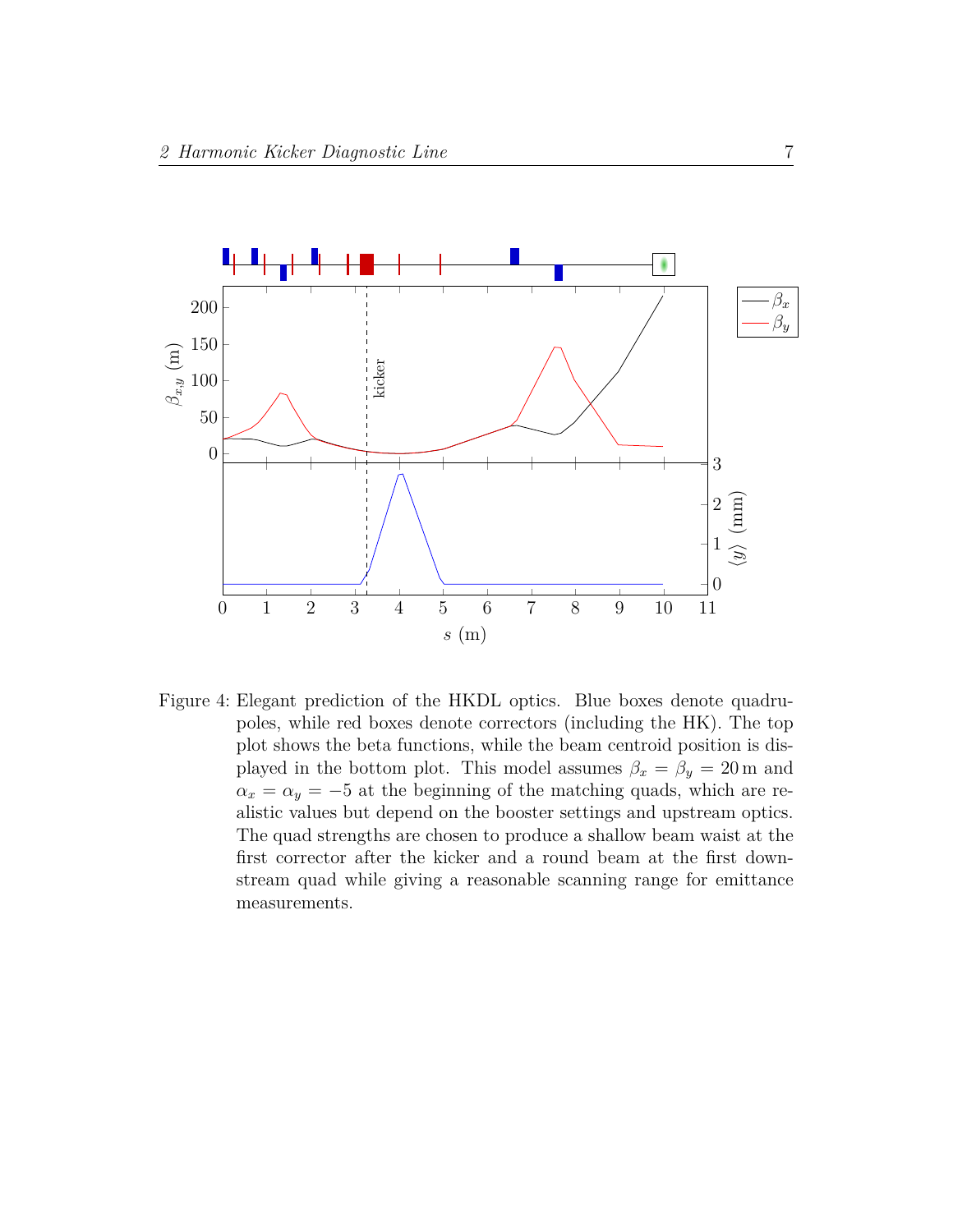Figure 4: Elegant prediction of the HKDL optics. Blue boxes denote quadrupoles, while red boxes denote correctors (including the HK). The top plot shows the beta functions, while the beam centroid position is displayed in the bottom plot. This model assumes $\beta_x = \beta_y = 20\,\mathrm{m}$ and $\alpha_x = \alpha_y = -5$ at the beginning of the matching quads, which are realistic values but depend on the booster settings and upstream optics. The quad strengths are chosen to produce a shallow beam waist at the first corrector after the kicker and a round beam at the first downstream quad while giving a reasonable scanning range for emittance measurements.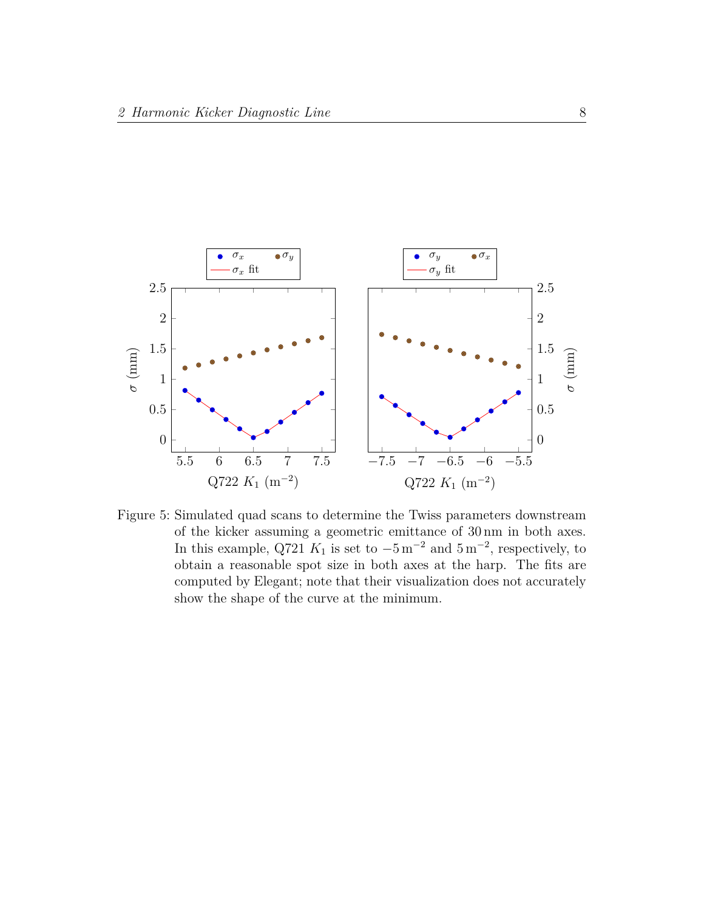Figure 5: Simulated quad scans to determine the Twiss parameters downstream of the kicker assuming a geometric emittance of 30 nm in both axes. In this example, Q721 $K_1$ is set to $-5\,\mathrm{m}^{-2}$ and $5\,\mathrm{m}^{-2}$, respectively, to obtain a reasonable spot size in both axes at the harp. The fits are computed by Elegant; note that their visualization does not accurately show the shape of the curve at the minimum.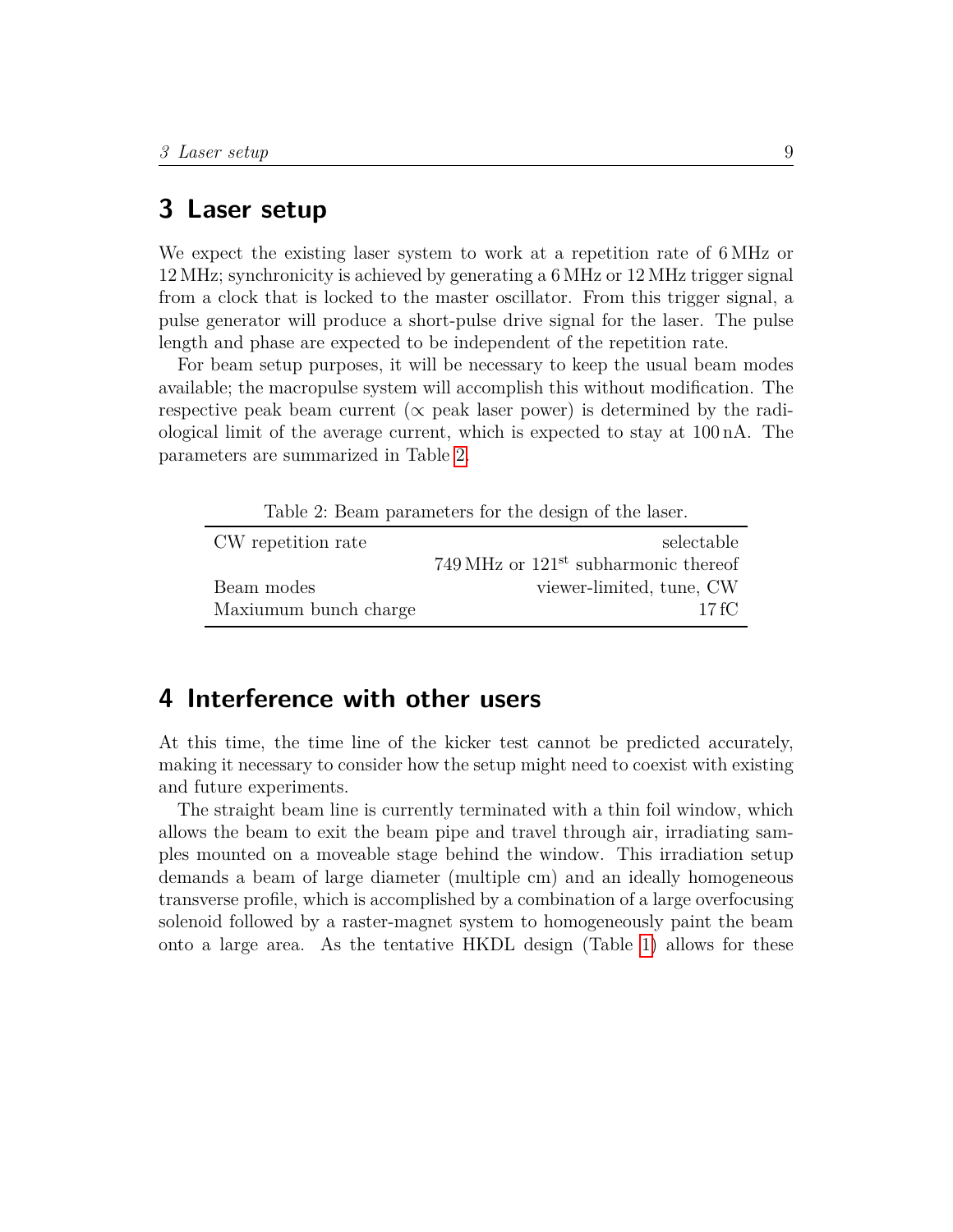# 3 Laser setup

We expect the existing laser system to work at a repetition rate of 6 MHz or 12 MHz; synchronicity is achieved by generating a 6 MHz or 12 MHz trigger signal from a clock that is locked to the master oscillator. From this trigger signal, a pulse generator will produce a short-pulse drive signal for the laser. The pulse length and phase are expected to be independent of the repetition rate.

For beam setup purposes, it will be necessary to keep the usual beam modes available; the macropulse system will accomplish this without modification. The respective peak beam current ($\propto$ peak laser power) is determined by the radiological limit of the average current, which is expected to stay at 100 nA. The parameters are summarized in Table 2.

Table 2: Beam parameters for the design of the laser.

| | |
|---|---|
| CW repetition rate | selectable |
| | 749 MHz or 121$^{st}$ subharmonic thereof |
| Beam modes | viewer-limited, tune, CW |
| Maxiumum bunch charge | 17 fC |

# 4 Interference with other users

At this time, the time line of the kicker test cannot be predicted accurately, making it necessary to consider how the setup might need to coexist with existing and future experiments.

The straight beam line is currently terminated with a thin foil window, which allows the beam to exit the beam pipe and travel through air, irradiating samples mounted on a moveable stage behind the window. This irradiation setup demands a beam of large diameter (multiple cm) and an ideally homogeneous transverse profile, which is accomplished by a combination of a large overfocusing solenoid followed by a raster-magnet system to homogeneously paint the beam onto a large area. As the tentative HKDL design (Table 1) allows for these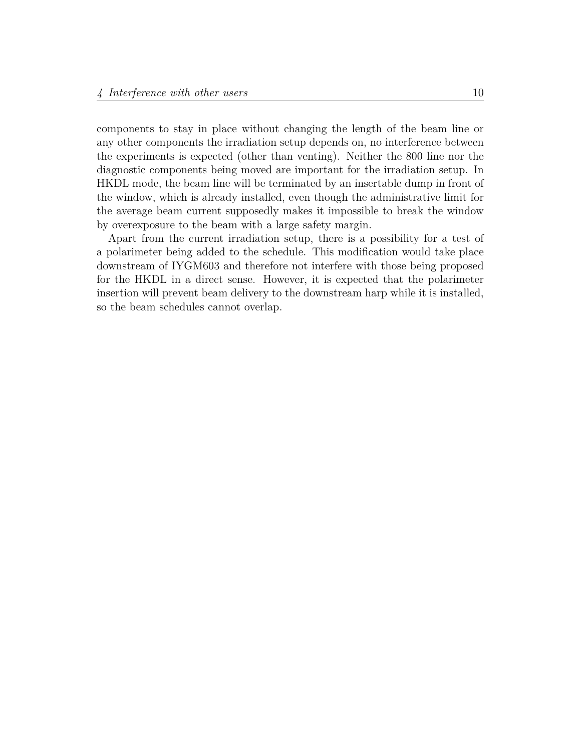components to stay in place without changing the length of the beam line or any other components the irradiation setup depends on, no interference between the experiments is expected (other than venting). Neither the 800 line nor the diagnostic components being moved are important for the irradiation setup. In HKDL mode, the beam line will be terminated by an insertable dump in front of the window, which is already installed, even though the administrative limit for the average beam current supposedly makes it impossible to break the window by overexposure to the beam with a large safety margin.

Apart from the current irradiation setup, there is a possibility for a test of a polarimeter being added to the schedule. This modification would take place downstream of IYGM603 and therefore not interfere with those being proposed for the HKDL in a direct sense. However, it is expected that the polarimeter insertion will prevent beam delivery to the downstream harp while it is installed, so the beam schedules cannot overlap.